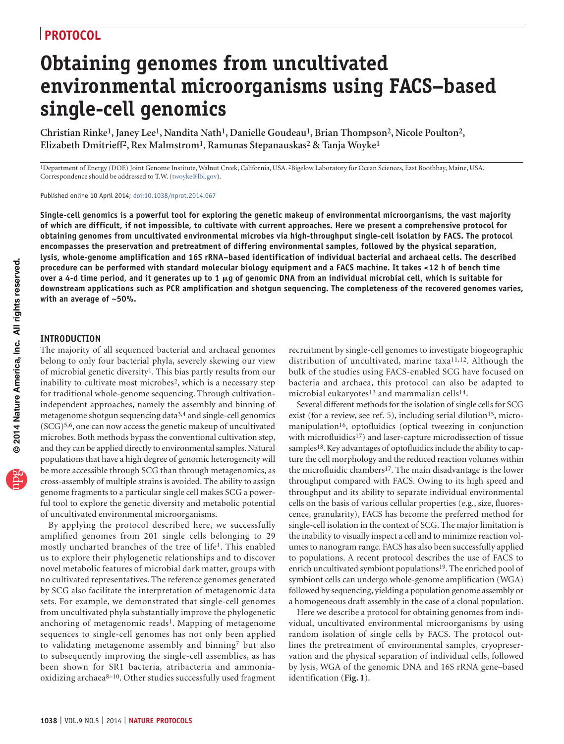PROTOCOL

# Obtaining genomes from uncultivated environmental microorganisms using FACS–based single-cell genomics

**Christian Rinke[1], Janey Lee[1], Nandita Nath[1], Danielle Goudeau[1], Brian Thompson[2], Nicole Poulton[2], Elizabeth Dmitrieff[2], Rex Malmstrom[1], Ramunas Stepanauskas[2] & Tanja Woyke[1]**

[1]Department of Energy (DOE) Joint Genome Institute, Walnut Creek, California, USA. [2]Bigelow Laboratory for Ocean Sciences, East Boothbay, Maine, USA. Correspondence should be addressed to T.W. (twoyke@lbl.gov).

Published online 10 April 2014; doi:10.1038/nprot.2014.067

**Single-cell genomics is a powerful tool for exploring the genetic makeup of environmental microorganisms, the vast majority of which are difficult, if not impossible, to cultivate with current approaches. Here we present a comprehensive protocol for obtaining genomes from uncultivated environmental microbes via high-throughput single-cell isolation by FACS. The protocol encompasses the preservation and pretreatment of differing environmental samples, followed by the physical separation, lysis, whole-genome amplification and 16S rRNA–based identification of individual bacterial and archaeal cells. The described procedure can be performed with standard molecular biology equipment and a FACS machine. It takes <12 h of bench time over a 4-d time period, and it generates up to 1 μg of genomic DNA from an individual microbial cell, which is suitable for downstream applications such as PCR amplification and shotgun sequencing. The completeness of the recovered genomes varies, with an average of ~50%.**

## INTRODUCTION

The majority of all sequenced bacterial and archaeal genomes belong to only four bacterial phyla, severely skewing our view of microbial genetic diversity[1]. This bias partly results from our inability to cultivate most microbes[2], which is a necessary step for traditional whole-genome sequencing. Through cultivation-independent approaches, namely the assembly and binning of metagenome shotgun sequencing data[3,4] and single-cell genomics (SCG)[5,6], one can now access the genetic makeup of uncultivated microbes. Both methods bypass the conventional cultivation step, and they can be applied directly to environmental samples. Natural populations that have a high degree of genomic heterogeneity will be more accessible through SCG than through metagenomics, as cross-assembly of multiple strains is avoided. The ability to assign genome fragments to a particular single cell makes SCG a powerful tool to explore the genetic diversity and metabolic potential of uncultivated environmental microorganisms.

By applying the protocol described here, we successfully amplified genomes from 201 single cells belonging to 29 mostly uncharted branches of the tree of life[1]. This enabled us to explore their phylogenetic relationships and to discover novel metabolic features of microbial dark matter, groups with no cultivated representatives. The reference genomes generated by SCG also facilitate the interpretation of metagenomic data sets. For example, we demonstrated that single-cell genomes from uncultivated phyla substantially improve the phylogenetic anchoring of metagenomic reads[1]. Mapping of metagenome sequences to single-cell genomes has not only been applied to validating metagenome assembly and binning[7] but also to subsequently improving the single-cell assemblies, as has been shown for SR1 bacteria, atribacteria and ammonia-oxidizing archaea[8–10]. Other studies successfully used fragment recruitment by single-cell genomes to investigate biogeographic distribution of uncultivated, marine taxa[11,12]. Although the bulk of the studies using FACS-enabled SCG have focused on bacteria and archaea, this protocol can also be adapted to microbial eukaryotes[13] and mammalian cells[14].

Several different methods for the isolation of single cells for SCG exist (for a review, see ref. 5), including serial dilution[15], micromanipulation[16], optofluidics (optical tweezing in conjunction with microfluidics[17]) and laser-capture microdissection of tissue samples[18]. Key advantages of optofluidics include the ability to capture the cell morphology and the reduced reaction volumes within the microfluidic chambers[17]. The main disadvantage is the lower throughput compared with FACS. Owing to its high speed and throughput and its ability to separate individual environmental cells on the basis of various cellular properties (e.g., size, fluorescence, granularity), FACS has become the preferred method for single-cell isolation in the context of SCG. The major limitation is the inability to visually inspect a cell and to minimize reaction volumes to nanogram range. FACS has also been successfully applied to populations. A recent protocol describes the use of FACS to enrich uncultivated symbiont populations[19]. The enriched pool of symbiont cells can undergo whole-genome amplification (WGA) followed by sequencing, yielding a population genome assembly or a homogeneous draft assembly in the case of a clonal population.

Here we describe a protocol for obtaining genomes from individual, uncultivated environmental microorganisms by using random isolation of single cells by FACS. The protocol outlines the pretreatment of environmental samples, cryopreservation and the physical separation of individual cells, followed by lysis, WGA of the genomic DNA and 16S rRNA gene–based identification (**Fig. 1**).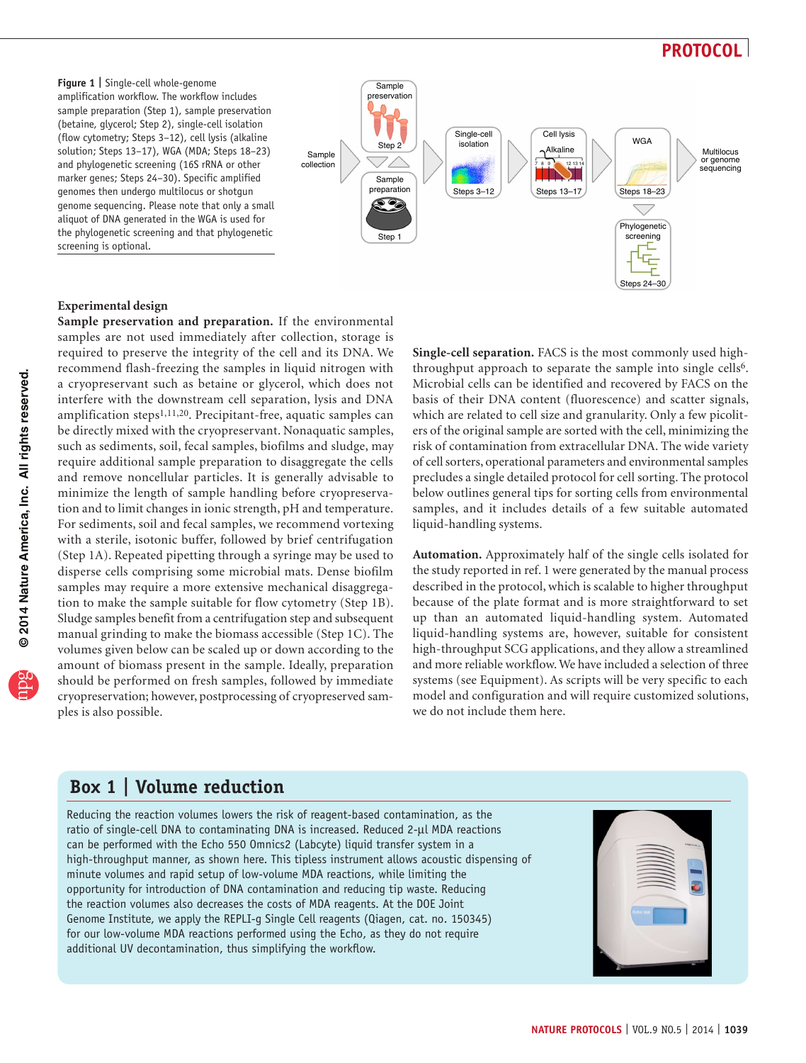**Figure 1 |** Single-cell whole-genome amplification workflow. The workflow includes sample preparation (Step 1), sample preservation (betaine, glycerol; Step 2), single-cell isolation (flow cytometry; Steps 3–12), cell lysis (alkaline solution; Steps 13–17), WGA (MDA; Steps 18–23) and phylogenetic screening (16S rRNA or other marker genes; Steps 24–30). Specific amplified genomes then undergo multilocus or shotgun genome sequencing. Please note that only a small aliquot of DNA generated in the WGA is used for the phylogenetic screening and that phylogenetic screening is optional.

## Experimental design

**Sample preservation and preparation.** If the environmental samples are not used immediately after collection, storage is required to preserve the integrity of the cell and its DNA. We recommend flash-freezing the samples in liquid nitrogen with a cryopreservant such as betaine or glycerol, which does not interfere with the downstream cell separation, lysis and DNA amplification steps[1,11,20]. Precipitant-free, aquatic samples can be directly mixed with the cryopreservant. Nonaquatic samples, such as sediments, soil, fecal samples, biofilms and sludge, may require additional sample preparation to disaggregate the cells and remove noncellular particles. It is generally advisable to minimize the length of sample handling before cryopreservation and to limit changes in ionic strength, pH and temperature. For sediments, soil and fecal samples, we recommend vortexing with a sterile, isotonic buffer, followed by brief centrifugation (Step 1A). Repeated pipetting through a syringe may be used to disperse cells comprising some microbial mats. Dense biofilm samples may require a more extensive mechanical disaggregation to make the sample suitable for flow cytometry (Step 1B). Sludge samples benefit from a centrifugation step and subsequent manual grinding to make the biomass accessible (Step 1C). The volumes given below can be scaled up or down according to the amount of biomass present in the sample. Ideally, preparation should be performed on fresh samples, followed by immediate cryopreservation; however, postprocessing of cryopreserved samples is also possible.

**Single-cell separation.** FACS is the most commonly used high-throughput approach to separate the sample into single cells[6]. Microbial cells can be identified and recovered by FACS on the basis of their DNA content (fluorescence) and scatter signals, which are related to cell size and granularity. Only a few picoliters of the original sample are sorted with the cell, minimizing the risk of contamination from extracellular DNA. The wide variety of cell sorters, operational parameters and environmental samples precludes a single detailed protocol for cell sorting. The protocol below outlines general tips for sorting cells from environmental samples, and it includes details of a few suitable automated liquid-handling systems.

**Automation.** Approximately half of the single cells isolated for the study reported in ref. 1 were generated by the manual process described in the protocol, which is scalable to higher throughput because of the plate format and is more straightforward to set up than an automated liquid-handling system. Automated liquid-handling systems are, however, suitable for consistent high-throughput SCG applications, and they allow a streamlined and more reliable workflow. We have included a selection of three systems (see Equipment). As scripts will be very specific to each model and configuration and will require customized solutions, we do not include them here.

## Box 1 | Volume reduction

Reducing the reaction volumes lowers the risk of reagent-based contamination, as the ratio of single-cell DNA to contaminating DNA is increased. Reduced 2-µl MDA reactions can be performed with the Echo 550 Omnics2 (Labcyte) liquid transfer system in a high-throughput manner, as shown here. This tipless instrument allows acoustic dispensing of minute volumes and rapid setup of low-volume MDA reactions, while limiting the opportunity for introduction of DNA contamination and reducing tip waste. Reducing the reaction volumes also decreases the costs of MDA reagents. At the DOE Joint Genome Institute, we apply the REPLI-g Single Cell reagents (Qiagen, cat. no. 150345) for our low-volume MDA reactions performed using the Echo, as they do not require additional UV decontamination, thus simplifying the workflow.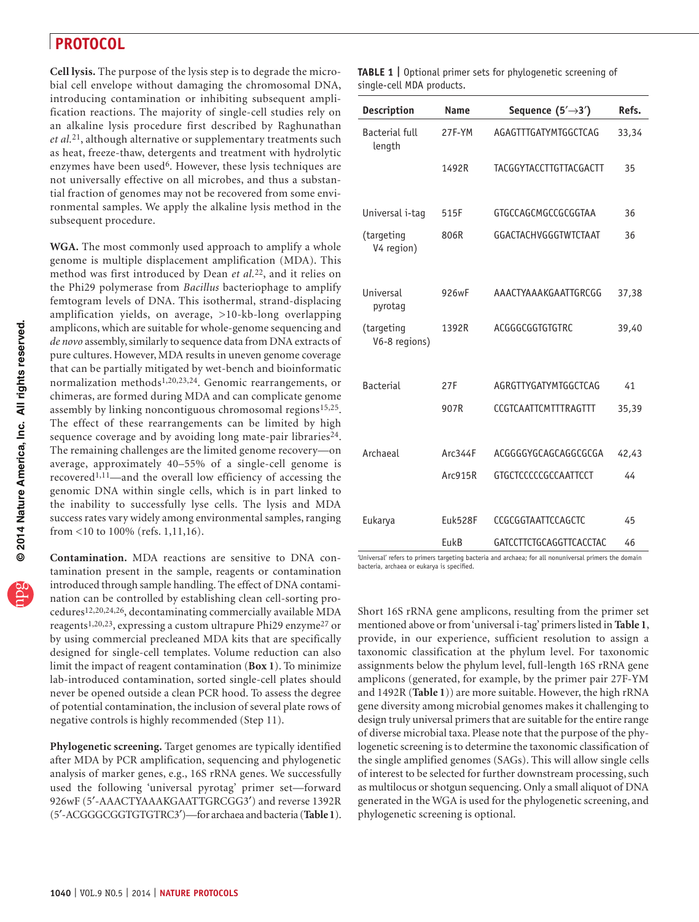**Cell lysis.** The purpose of the lysis step is to degrade the microbial cell envelope without damaging the chromosomal DNA, introducing contamination or inhibiting subsequent amplification reactions. The majority of single-cell studies rely on an alkaline lysis procedure first described by Raghunathan *et al.*[21], although alternative or supplementary treatments such as heat, freeze-thaw, detergents and treatment with hydrolytic enzymes have been used[6]. However, these lysis techniques are not universally effective on all microbes, and thus a substantial fraction of genomes may not be recovered from some environmental samples. We apply the alkaline lysis method in the subsequent procedure.

**WGA.** The most commonly used approach to amplify a whole genome is multiple displacement amplification (MDA). This method was first introduced by Dean *et al.*[22], and it relies on the Phi29 polymerase from *Bacillus* bacteriophage to amplify femtogram levels of DNA. This isothermal, strand-displacing amplification yields, on average, >10-kb-long overlapping amplicons, which are suitable for whole-genome sequencing and *de novo* assembly, similarly to sequence data from DNA extracts of pure cultures. However, MDA results in uneven genome coverage that can be partially mitigated by wet-bench and bioinformatic normalization methods[1,20,23,24]. Genomic rearrangements, or chimeras, are formed during MDA and can complicate genome assembly by linking noncontiguous chromosomal regions[15,25]. The effect of these rearrangements can be limited by high sequence coverage and by avoiding long mate-pair libraries[24]. The remaining challenges are the limited genome recovery—on average, approximately 40–55% of a single-cell genome is recovered[1,11]—and the overall low efficiency of accessing the genomic DNA within single cells, which is in part linked to the inability to successfully lyse cells. The lysis and MDA success rates vary widely among environmental samples, ranging from <10 to 100% (refs. 1,11,16).

**Contamination.** MDA reactions are sensitive to DNA contamination present in the sample, reagents or contamination introduced through sample handling. The effect of DNA contamination can be controlled by establishing clean cell-sorting procedures[12,20,24,26], decontaminating commercially available MDA reagents[1,20,23], expressing a custom ultrapure Phi29 enzyme[27] or by using commercial precleaned MDA kits that are specifically designed for single-cell templates. Volume reduction can also limit the impact of reagent contamination (**Box 1**). To minimize lab-introduced contamination, sorted single-cell plates should never be opened outside a clean PCR hood. To assess the degree of potential contamination, the inclusion of several plate rows of negative controls is highly recommended (Step 11).

**Phylogenetic screening.** Target genomes are typically identified after MDA by PCR amplification, sequencing and phylogenetic analysis of marker genes, e.g., 16S rRNA genes. We successfully used the following 'universal pyrotag' primer set—forward 926wF (5′-AAACTYAAAKGAATTGRCGG3′) and reverse 1392R (5′-ACGGGCGGTGTGTRC3′)—for archaea and bacteria (**Table 1**).

**TABLE 1 |** Optional primer sets for phylogenetic screening of single-cell MDA products.

| Description | Name | Sequence (5′→3′) | Refs. |
|---|---|---|---|
| Bacterial full length | 27F-YM | AGAGTTTGATYMTGGCTCAG | 33,34 |
| | 1492R | TACGGYTACCTTGTTACGACTT | 35 |
| Universal i-tag | 515F | GTGCCAGCMGCCGCGGTAA | 36 |
| (targeting V4 region) | 806R | GGACTACHVGGGTWTCTAAT | 36 |
| Universal pyrotag | 926wF | AAACTYAAAKGAATTGRCGG | 37,38 |
| (targeting V6-8 regions) | 1392R | ACGGGCGGTGTGTRC | 39,40 |
| Bacterial | 27F | AGRGTTYGATYMTGGCTCAG | 41 |
| | 907R | CCGTCAATTCMTTTRAGTTT | 35,39 |
| Archaeal | Arc344F | ACGGGGYGCAGCAGGCGCGA | 42,43 |
| | Arc915R | GTGCTCCCCCGCCAATTCCT | 44 |
| Eukarya | Euk528F | CCGCGGTAATTCCAGCTC | 45 |
| | EukB | GATCCTTCTGCAGGTTCACCTAC | 46 |

'Universal' refers to primers targeting bacteria and archaea; for all nonuniversal primers the domain bacteria, archaea or eukarya is specified.

Short 16S rRNA gene amplicons, resulting from the primer set mentioned above or from 'universal i-tag' primers listed in **Table 1**, provide, in our experience, sufficient resolution to assign a taxonomic classification at the phylum level. For taxonomic assignments below the phylum level, full-length 16S rRNA gene amplicons (generated, for example, by the primer pair 27F-YM and 1492R (**Table 1**)) are more suitable. However, the high rRNA gene diversity among microbial genomes makes it challenging to design truly universal primers that are suitable for the entire range of diverse microbial taxa. Please note that the purpose of the phylogenetic screening is to determine the taxonomic classification of the single amplified genomes (SAGs). This will allow single cells of interest to be selected for further downstream processing, such as multilocus or shotgun sequencing. Only a small aliquot of DNA generated in the WGA is used for the phylogenetic screening, and phylogenetic screening is optional.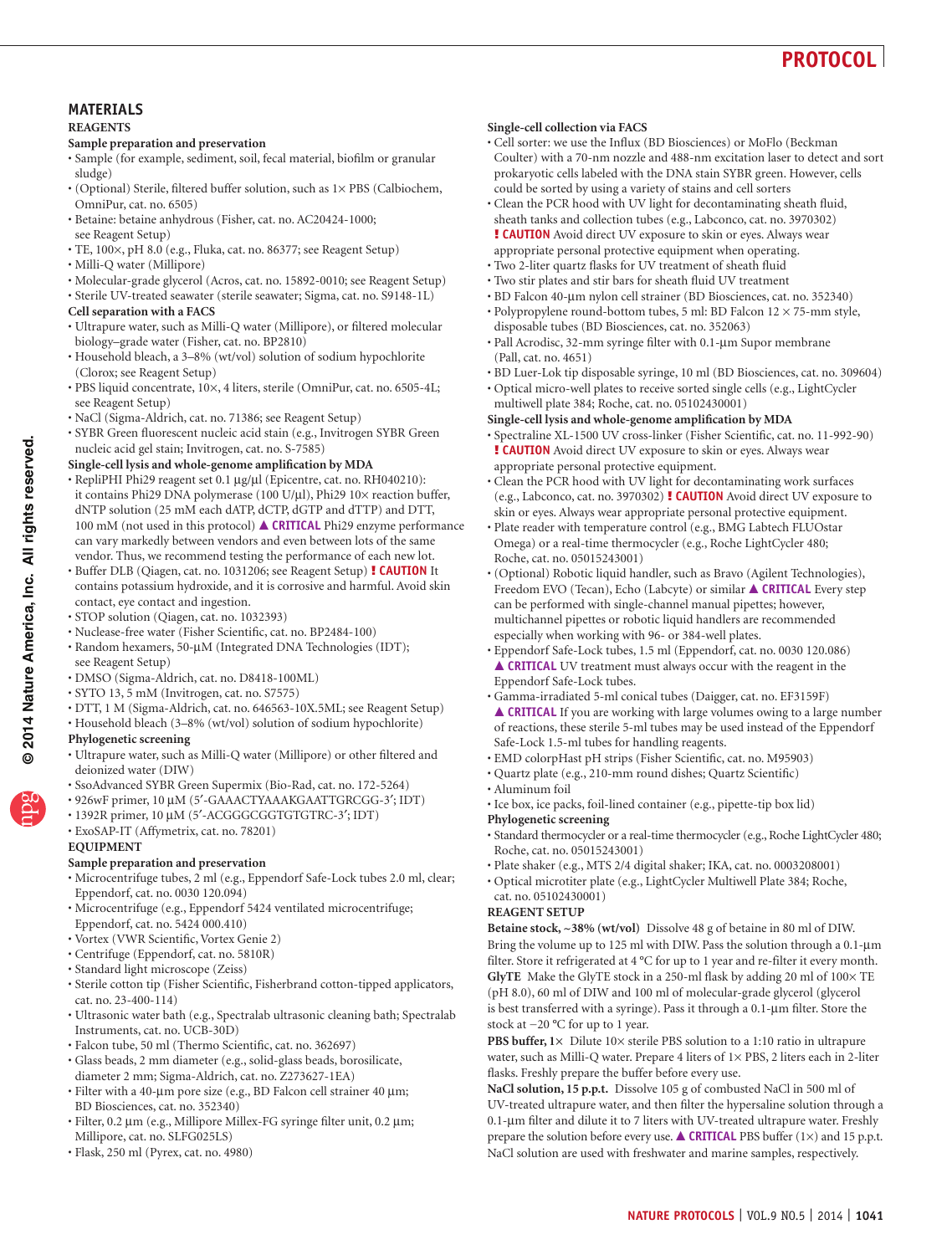## MATERIALS

### REAGENTS

**Sample preparation and preservation**

- Sample (for example, sediment, soil, fecal material, biofilm or granular sludge)
- (Optional) Sterile, filtered buffer solution, such as 1× PBS (Calbiochem, OmniPur, cat. no. 6505)
- Betaine: betaine anhydrous (Fisher, cat. no. AC20424-1000; see Reagent Setup)
- TE, 100×, pH 8.0 (e.g., Fluka, cat. no. 86377; see Reagent Setup)
- Milli-Q water (Millipore)
- Molecular-grade glycerol (Acros, cat. no. 15892-0010; see Reagent Setup)
- Sterile UV-treated seawater (sterile seawater; Sigma, cat. no. S9148-1L)

**Cell separation with a FACS**

- Ultrapure water, such as Milli-Q water (Millipore), or filtered molecular biology–grade water (Fisher, cat. no. BP2810)
- Household bleach, a 3–8% (wt/vol) solution of sodium hypochlorite (Clorox; see Reagent Setup)
- PBS liquid concentrate, 10×, 4 liters, sterile (OmniPur, cat. no. 6505-4L; see Reagent Setup)
- NaCl (Sigma-Aldrich, cat. no. 71386; see Reagent Setup)
- SYBR Green fluorescent nucleic acid stain (e.g., Invitrogen SYBR Green nucleic acid gel stain; Invitrogen, cat. no. S-7585)

**Single-cell lysis and whole-genome amplification by MDA**

- RepliPHI Phi29 reagent set 0.1 μg/μl (Epicentre, cat. no. RH040210): it contains Phi29 DNA polymerase (100 U/μl), Phi29 10× reaction buffer, dNTP solution (25 mM each dATP, dCTP, dGTP and dTTP) and DTT, 100 mM (not used in this protocol) ▲ **CRITICAL** Phi29 enzyme performance can vary markedly between vendors and even between lots of the same vendor. Thus, we recommend testing the performance of each new lot.
- Buffer DLB (Qiagen, cat. no. 1031206; see Reagent Setup) **! CAUTION** It contains potassium hydroxide, and it is corrosive and harmful. Avoid skin contact, eye contact and ingestion.
- STOP solution (Qiagen, cat. no. 1032393)
- Nuclease-free water (Fisher Scientific, cat. no. BP2484-100)
- Random hexamers, 50-μM (Integrated DNA Technologies (IDT); see Reagent Setup)
- DMSO (Sigma-Aldrich, cat. no. D8418-100ML)
- SYTO 13, 5 mM (Invitrogen, cat. no. S7575)
- DTT, 1 M (Sigma-Aldrich, cat. no. 646563-10X.5ML; see Reagent Setup)
- Household bleach (3–8% (wt/vol) solution of sodium hypochlorite)

**Phylogenetic screening**

- Ultrapure water, such as Milli-Q water (Millipore) or other filtered and deionized water (DIW)
- SsoAdvanced SYBR Green Supermix (Bio-Rad, cat. no. 172-5264)
- 926wF primer, 10 μM (5′-GAAACTYAAAKGAATTGRCGG-3′; IDT)
- 1392R primer, 10 μM (5′-ACGGGCGGTGTGTRC-3′; IDT)
- ExoSAP-IT (Affymetrix, cat. no. 78201)

### EQUIPMENT

**Sample preparation and preservation**

- Microcentrifuge tubes, 2 ml (e.g., Eppendorf Safe-Lock tubes 2.0 ml, clear; Eppendorf, cat. no. 0030 120.094)
- Microcentrifuge (e.g., Eppendorf 5424 ventilated microcentrifuge; Eppendorf, cat. no. 5424 000.410)
- Vortex (VWR Scientific, Vortex Genie 2)
- Centrifuge (Eppendorf, cat. no. 5810R)
- Standard light microscope (Zeiss)
- Sterile cotton tip (Fisher Scientific, Fisherbrand cotton-tipped applicators, cat. no. 23-400-114)
- Ultrasonic water bath (e.g., Spectralab ultrasonic cleaning bath; Spectralab Instruments, cat. no. UCB-30D)
- Falcon tube, 50 ml (Thermo Scientific, cat. no. 362697)
- Glass beads, 2 mm diameter (e.g., solid-glass beads, borosilicate, diameter 2 mm; Sigma-Aldrich, cat. no. Z273627-1EA)
- Filter with a 40-μm pore size (e.g., BD Falcon cell strainer 40 μm; BD Biosciences, cat. no. 352340)
- Filter, 0.2 μm (e.g., Millipore Millex-FG syringe filter unit, 0.2 μm; Millipore, cat. no. SLFG025LS)
- Flask, 250 ml (Pyrex, cat. no. 4980)

**Single-cell collection via FACS**

- Cell sorter: we use the Influx (BD Biosciences) or MoFlo (Beckman Coulter) with a 70-nm nozzle and 488-nm excitation laser to detect and sort prokaryotic cells labeled with the DNA stain SYBR green. However, cells could be sorted by using a variety of stains and cell sorters
- Clean the PCR hood with UV light for decontaminating sheath fluid, sheath tanks and collection tubes (e.g., Labconco, cat. no. 3970302) **! CAUTION** Avoid direct UV exposure to skin or eyes. Always wear appropriate personal protective equipment when operating.
- Two 2-liter quartz flasks for UV treatment of sheath fluid
- Two stir plates and stir bars for sheath fluid UV treatment
- BD Falcon 40-μm nylon cell strainer (BD Biosciences, cat. no. 352340)
- Polypropylene round-bottom tubes, 5 ml: BD Falcon 12 × 75-mm style, disposable tubes (BD Biosciences, cat. no. 352063)
- Pall Acrodisc, 32-mm syringe filter with 0.1-μm Supor membrane (Pall, cat. no. 4651)
- BD Luer-Lok tip disposable syringe, 10 ml (BD Biosciences, cat. no. 309604)
- Optical micro-well plates to receive sorted single cells (e.g., LightCycler multiwell plate 384; Roche, cat. no. 05102430001)

**Single-cell lysis and whole-genome amplification by MDA**

- Spectraline XL-1500 UV cross-linker (Fisher Scientific, cat. no. 11-992-90) **! CAUTION** Avoid direct UV exposure to skin or eyes. Always wear appropriate personal protective equipment.
- Clean the PCR hood with UV light for decontaminating work surfaces (e.g., Labconco, cat. no. 3970302) **! CAUTION** Avoid direct UV exposure to skin or eyes. Always wear appropriate personal protective equipment.
- Plate reader with temperature control (e.g., BMG Labtech FLUOstar Omega) or a real-time thermocycler (e.g., Roche LightCycler 480; Roche, cat. no. 05015243001)
- (Optional) Robotic liquid handler, such as Bravo (Agilent Technologies), Freedom EVO (Tecan), Echo (Labcyte) or similar ▲ **CRITICAL** Every step can be performed with single-channel manual pipettes; however, multichannel pipettes or robotic liquid handlers are recommended especially when working with 96- or 384-well plates.
- Eppendorf Safe-Lock tubes, 1.5 ml (Eppendorf, cat. no. 0030 120.086) ▲ **CRITICAL** UV treatment must always occur with the reagent in the Eppendorf Safe-Lock tubes.
- Gamma-irradiated 5-ml conical tubes (Daigger, cat. no. EF3159F) ▲ **CRITICAL** If you are working with large volumes owing to a large number of reactions, these sterile 5-ml tubes may be used instead of the Eppendorf Safe-Lock 1.5-ml tubes for handling reagents.
- EMD colorpHast pH strips (Fisher Scientific, cat. no. M95903)
- Quartz plate (e.g., 210-mm round dishes; Quartz Scientific)
- Aluminum foil
- Ice box, ice packs, foil-lined container (e.g., pipette-tip box lid)

**Phylogenetic screening**

- Standard thermocycler or a real-time thermocycler (e.g., Roche LightCycler 480; Roche, cat. no. 05015243001)
- Plate shaker (e.g., MTS 2/4 digital shaker; IKA, cat. no. 0003208001)
- Optical microtiter plate (e.g., LightCycler Multiwell Plate 384; Roche, cat. no. 05102430001)

### REAGENT SETUP

**Betaine stock, ~38% (wt/vol)** Dissolve 48 g of betaine in 80 ml of DIW. Bring the volume up to 125 ml with DIW. Pass the solution through a 0.1-μm filter. Store it refrigerated at 4 °C for up to 1 year and re-filter it every month.

**GlyTE** Make the GlyTE stock in a 250-ml flask by adding 20 ml of 100× TE (pH 8.0), 60 ml of DIW and 100 ml of molecular-grade glycerol (glycerol is best transferred with a syringe). Pass it through a 0.1-μm filter. Store the stock at −20 °C for up to 1 year.

**PBS buffer, 1×** Dilute 10× sterile PBS solution to a 1:10 ratio in ultrapure water, such as Milli-Q water. Prepare 4 liters of 1× PBS, 2 liters each in 2-liter flasks. Freshly prepare the buffer before every use.

**NaCl solution, 15 p.p.t.** Dissolve 105 g of combusted NaCl in 500 ml of UV-treated ultrapure water, and then filter the hypersaline solution through a 0.1-μm filter and dilute it to 7 liters with UV-treated ultrapure water. Freshly prepare the solution before every use. ▲ **CRITICAL** PBS buffer (1×) and 15 p.p.t. NaCl solution are used with freshwater and marine samples, respectively.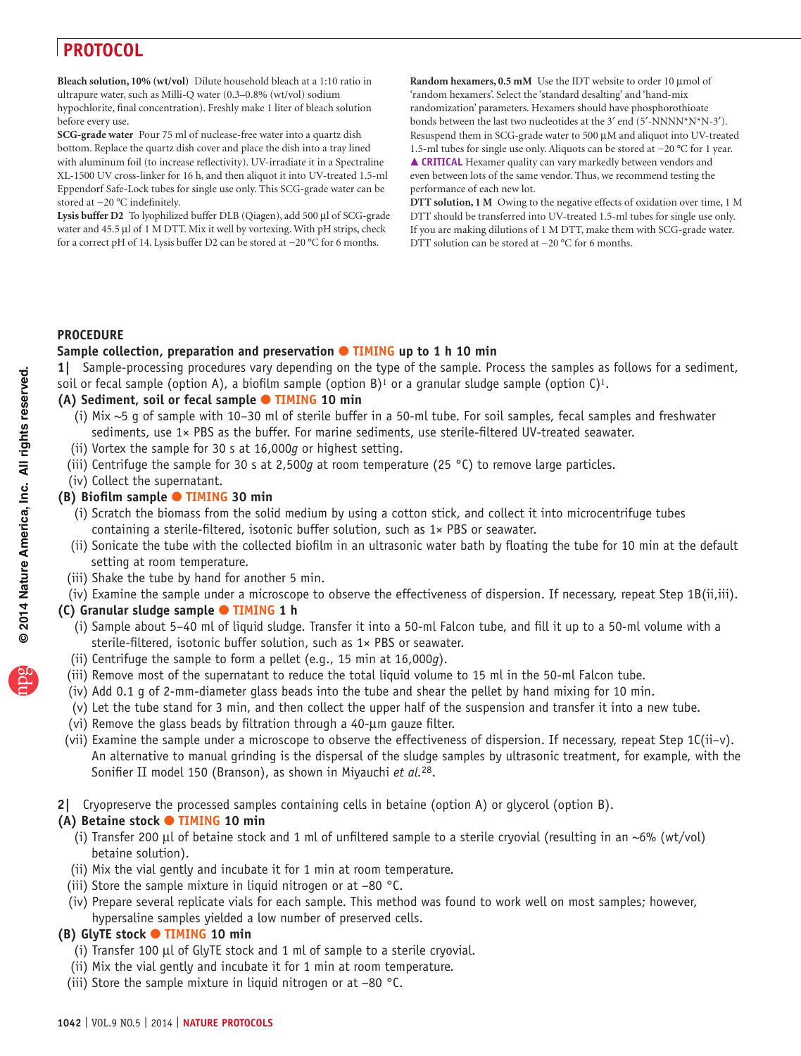**Bleach solution, 10% (wt/vol)** Dilute household bleach at a 1:10 ratio in ultrapure water, such as Milli-Q water (0.3–0.8% (wt/vol) sodium hypochlorite, final concentration). Freshly make 1 liter of bleach solution before every use.

**SCG-grade water** Pour 75 ml of nuclease-free water into a quartz dish bottom. Replace the quartz dish cover and place the dish into a tray lined with aluminum foil (to increase reflectivity). UV-irradiate it in a Spectraline XL-1500 UV cross-linker for 16 h, and then aliquot it into UV-treated 1.5-ml Eppendorf Safe-Lock tubes for single use only. This SCG-grade water can be stored at −20 °C indefinitely.

**Lysis buffer D2** To lyophilized buffer DLB (Qiagen), add 500 µl of SCG-grade water and 45.5 µl of 1 M DTT. Mix it well by vortexing. With pH strips, check for a correct pH of 14. Lysis buffer D2 can be stored at −20 °C for 6 months.

**Random hexamers, 0.5 mM** Use the IDT website to order 10 µmol of 'random hexamers'. Select the 'standard desalting' and 'hand-mix randomization' parameters. Hexamers should have phosphorothioate bonds between the last two nucleotides at the 3′ end (5′-NNNN*N*N-3′). Resuspend them in SCG-grade water to 500 µM and aliquot into UV-treated 1.5-ml tubes for single use only. Aliquots can be stored at −20 °C for 1 year.
▲ **CRITICAL** Hexamer quality can vary markedly between vendors and even between lots of the same vendor. Thus, we recommend testing the performance of each new lot.

**DTT solution, 1 M** Owing to the negative effects of oxidation over time, 1 M DTT should be transferred into UV-treated 1.5-ml tubes for single use only. If you are making dilutions of 1 M DTT, make them with SCG-grade water. DTT solution can be stored at −20 °C for 6 months.

## PROCEDURE

### Sample collection, preparation and preservation ● TIMING up to 1 h 10 min

**1|** Sample-processing procedures vary depending on the type of the sample. Process the samples as follows for a sediment, soil or fecal sample (option A), a biofilm sample (option B)[1] or a granular sludge sample (option C)[1].

**(A) Sediment, soil or fecal sample ● TIMING 10 min**

(i) Mix ~5 g of sample with 10–30 ml of sterile buffer in a 50-ml tube. For soil samples, fecal samples and freshwater sediments, use 1× PBS as the buffer. For marine sediments, use sterile-filtered UV-treated seawater.
(ii) Vortex the sample for 30 s at 16,000*g* or highest setting.
(iii) Centrifuge the sample for 30 s at 2,500*g* at room temperature (25 °C) to remove large particles.
(iv) Collect the supernatant.

**(B) Biofilm sample ● TIMING 30 min**

(i) Scratch the biomass from the solid medium by using a cotton stick, and collect it into microcentrifuge tubes containing a sterile-filtered, isotonic buffer solution, such as 1× PBS or seawater.
(ii) Sonicate the tube with the collected biofilm in an ultrasonic water bath by floating the tube for 10 min at the default setting at room temperature.
(iii) Shake the tube by hand for another 5 min.
(iv) Examine the sample under a microscope to observe the effectiveness of dispersion. If necessary, repeat Step 1B(ii,iii).

**(C) Granular sludge sample ● TIMING 1 h**

(i) Sample about 5–40 ml of liquid sludge. Transfer it into a 50-ml Falcon tube, and fill it up to a 50-ml volume with a sterile-filtered, isotonic buffer solution, such as 1× PBS or seawater.
(ii) Centrifuge the sample to form a pellet (e.g., 15 min at 16,000*g*).
(iii) Remove most of the supernatant to reduce the total liquid volume to 15 ml in the 50-ml Falcon tube.
(iv) Add 0.1 g of 2-mm-diameter glass beads into the tube and shear the pellet by hand mixing for 10 min.
(v) Let the tube stand for 3 min, and then collect the upper half of the suspension and transfer it into a new tube.
(vi) Remove the glass beads by filtration through a 40-µm gauze filter.
(vii) Examine the sample under a microscope to observe the effectiveness of dispersion. If necessary, repeat Step 1C(ii–v). An alternative to manual grinding is the dispersal of the sludge samples by ultrasonic treatment, for example, with the Sonifier II model 150 (Branson), as shown in Miyauchi *et al.*[28].

**2|** Cryopreserve the processed samples containing cells in betaine (option A) or glycerol (option B).

**(A) Betaine stock ● TIMING 10 min**

(i) Transfer 200 µl of betaine stock and 1 ml of unfiltered sample to a sterile cryovial (resulting in an ~6% (wt/vol) betaine solution).
(ii) Mix the vial gently and incubate it for 1 min at room temperature.
(iii) Store the sample mixture in liquid nitrogen or at −80 °C.
(iv) Prepare several replicate vials for each sample. This method was found to work well on most samples; however, hypersaline samples yielded a low number of preserved cells.

**(B) GlyTE stock ● TIMING 10 min**

(i) Transfer 100 µl of GlyTE stock and 1 ml of sample to a sterile cryovial.
(ii) Mix the vial gently and incubate it for 1 min at room temperature.
(iii) Store the sample mixture in liquid nitrogen or at −80 °C.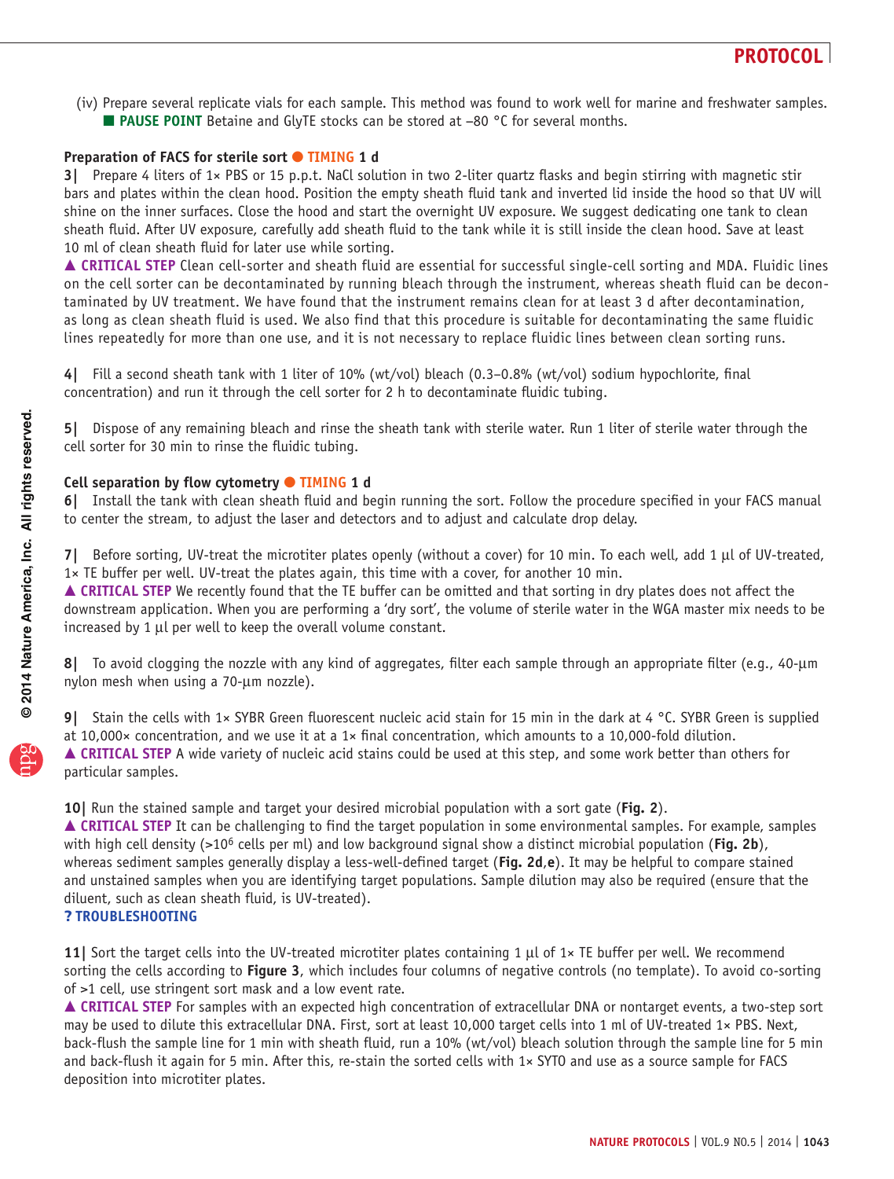(iv) Prepare several replicate vials for each sample. This method was found to work well for marine and freshwater samples.
■ **PAUSE POINT** Betaine and GlyTE stocks can be stored at −80 °C for several months.

**Preparation of FACS for sterile sort ● TIMING 1 d**

**3|** Prepare 4 liters of 1× PBS or 15 p.p.t. NaCl solution in two 2-liter quartz flasks and begin stirring with magnetic stir bars and plates within the clean hood. Position the empty sheath fluid tank and inverted lid inside the hood so that UV will shine on the inner surfaces. Close the hood and start the overnight UV exposure. We suggest dedicating one tank to clean sheath fluid. After UV exposure, carefully add sheath fluid to the tank while it is still inside the clean hood. Save at least 10 ml of clean sheath fluid for later use while sorting.

▲ **CRITICAL STEP** Clean cell-sorter and sheath fluid are essential for successful single-cell sorting and MDA. Fluidic lines on the cell sorter can be decontaminated by running bleach through the instrument, whereas sheath fluid can be decontaminated by UV treatment. We have found that the instrument remains clean for at least 3 d after decontamination, as long as clean sheath fluid is used. We also find that this procedure is suitable for decontaminating the same fluidic lines repeatedly for more than one use, and it is not necessary to replace fluidic lines between clean sorting runs.

**4|** Fill a second sheath tank with 1 liter of 10% (wt/vol) bleach (0.3–0.8% (wt/vol) sodium hypochlorite, final concentration) and run it through the cell sorter for 2 h to decontaminate fluidic tubing.

**5|** Dispose of any remaining bleach and rinse the sheath tank with sterile water. Run 1 liter of sterile water through the cell sorter for 30 min to rinse the fluidic tubing.

**Cell separation by flow cytometry ● TIMING 1 d**

**6|** Install the tank with clean sheath fluid and begin running the sort. Follow the procedure specified in your FACS manual to center the stream, to adjust the laser and detectors and to adjust and calculate drop delay.

**7|** Before sorting, UV-treat the microtiter plates openly (without a cover) for 10 min. To each well, add 1 µl of UV-treated, 1× TE buffer per well. UV-treat the plates again, this time with a cover, for another 10 min.

▲ **CRITICAL STEP** We recently found that the TE buffer can be omitted and that sorting in dry plates does not affect the downstream application. When you are performing a 'dry sort', the volume of sterile water in the WGA master mix needs to be increased by 1 µl per well to keep the overall volume constant.

**8|** To avoid clogging the nozzle with any kind of aggregates, filter each sample through an appropriate filter (e.g., 40-µm nylon mesh when using a 70-µm nozzle).

**9|** Stain the cells with 1× SYBR Green fluorescent nucleic acid stain for 15 min in the dark at 4 °C. SYBR Green is supplied at 10,000× concentration, and we use it at a 1× final concentration, which amounts to a 10,000-fold dilution.

▲ **CRITICAL STEP** A wide variety of nucleic acid stains could be used at this step, and some work better than others for particular samples.

**10|** Run the stained sample and target your desired microbial population with a sort gate (**Fig. 2**).

▲ **CRITICAL STEP** It can be challenging to find the target population in some environmental samples. For example, samples with high cell density (>$10^6$ cells per ml) and low background signal show a distinct microbial population (**Fig. 2b**), whereas sediment samples generally display a less-well-defined target (**Fig. 2d**,**e**). It may be helpful to compare stained and unstained samples when you are identifying target populations. Sample dilution may also be required (ensure that the diluent, such as clean sheath fluid, is UV-treated).

**? TROUBLESHOOTING**

**11|** Sort the target cells into the UV-treated microtiter plates containing 1 µl of 1× TE buffer per well. We recommend sorting the cells according to **Figure 3**, which includes four columns of negative controls (no template). To avoid co-sorting of >1 cell, use stringent sort mask and a low event rate.

▲ **CRITICAL STEP** For samples with an expected high concentration of extracellular DNA or nontarget events, a two-step sort may be used to dilute this extracellular DNA. First, sort at least 10,000 target cells into 1 ml of UV-treated 1× PBS. Next, back-flush the sample line for 1 min with sheath fluid, run a 10% (wt/vol) bleach solution through the sample line for 5 min and back-flush it again for 5 min. After this, re-stain the sorted cells with 1× SYTO and use as a source sample for FACS deposition into microtiter plates.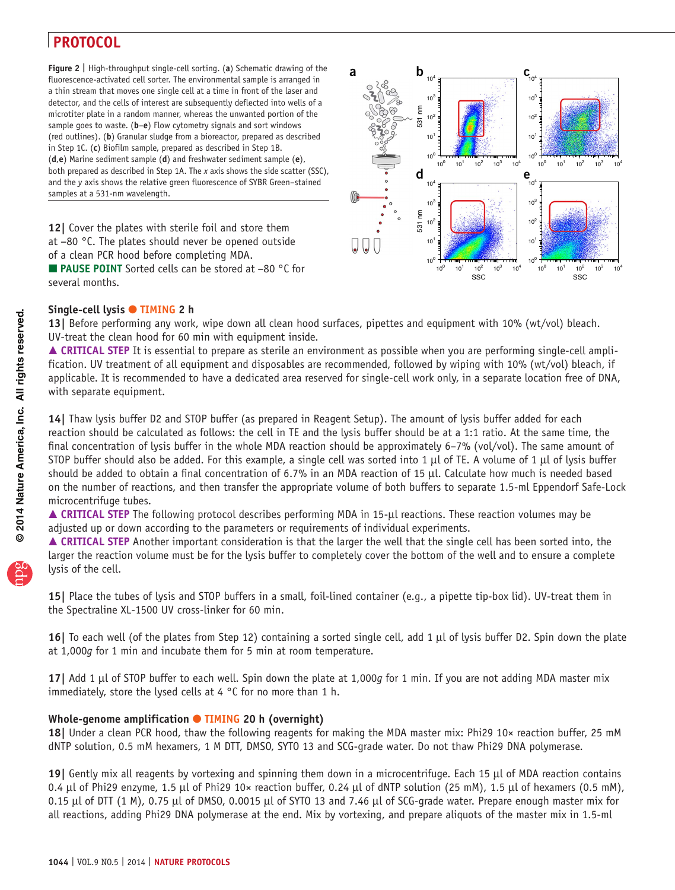**Figure 2 | ** High-throughput single-cell sorting. (**a**) Schematic drawing of the fluorescence-activated cell sorter. The environmental sample is arranged in a thin stream that moves one single cell at a time in front of the laser and detector, and the cells of interest are subsequently deflected into wells of a microtiter plate in a random manner, whereas the unwanted portion of the sample goes to waste. (**b**–**e**) Flow cytometry signals and sort windows (red outlines). (**b**) Granular sludge from a bioreactor, prepared as described in Step 1C. (**c**) Biofilm sample, prepared as described in Step 1B. (**d**,**e**) Marine sediment sample (**d**) and freshwater sediment sample (**e**), both prepared as described in Step 1A. The *x* axis shows the side scatter (SSC), and the *y* axis shows the relative green fluorescence of SYBR Green–stained samples at a 531-nm wavelength.

**12|** Cover the plates with sterile foil and store them at −80 °C. The plates should never be opened outside of a clean PCR hood before completing MDA.

■ **PAUSE POINT** Sorted cells can be stored at −80 °C for several months.

### Single-cell lysis ● TIMING 2 h

**13|** Before performing any work, wipe down all clean hood surfaces, pipettes and equipment with 10% (wt/vol) bleach. UV-treat the clean hood for 60 min with equipment inside.

▲ **CRITICAL STEP** It is essential to prepare as sterile an environment as possible when you are performing single-cell amplification. UV treatment of all equipment and disposables are recommended, followed by wiping with 10% (wt/vol) bleach, if applicable. It is recommended to have a dedicated area reserved for single-cell work only, in a separate location free of DNA, with separate equipment.

**14|** Thaw lysis buffer D2 and STOP buffer (as prepared in Reagent Setup). The amount of lysis buffer added for each reaction should be calculated as follows: the cell in TE and the lysis buffer should be at a 1:1 ratio. At the same time, the final concentration of lysis buffer in the whole MDA reaction should be approximately 6–7% (vol/vol). The same amount of STOP buffer should also be added. For this example, a single cell was sorted into 1 µl of TE. A volume of 1 µl of lysis buffer should be added to obtain a final concentration of 6.7% in an MDA reaction of 15 µl. Calculate how much is needed based on the number of reactions, and then transfer the appropriate volume of both buffers to separate 1.5-ml Eppendorf Safe-Lock microcentrifuge tubes.

▲ **CRITICAL STEP** The following protocol describes performing MDA in 15-µl reactions. These reaction volumes may be adjusted up or down according to the parameters or requirements of individual experiments.

▲ **CRITICAL STEP** Another important consideration is that the larger the well that the single cell has been sorted into, the larger the reaction volume must be for the lysis buffer to completely cover the bottom of the well and to ensure a complete lysis of the cell.

**15|** Place the tubes of lysis and STOP buffers in a small, foil-lined container (e.g., a pipette tip-box lid). UV-treat them in the Spectraline XL-1500 UV cross-linker for 60 min.

**16|** To each well (of the plates from Step 12) containing a sorted single cell, add 1 µl of lysis buffer D2. Spin down the plate at 1,000*g* for 1 min and incubate them for 5 min at room temperature.

**17|** Add 1 µl of STOP buffer to each well. Spin down the plate at 1,000*g* for 1 min. If you are not adding MDA master mix immediately, store the lysed cells at 4 °C for no more than 1 h.

### Whole-genome amplification ● TIMING 20 h (overnight)

**18|** Under a clean PCR hood, thaw the following reagents for making the MDA master mix: Phi29 10× reaction buffer, 25 mM dNTP solution, 0.5 mM hexamers, 1 M DTT, DMSO, SYTO 13 and SCG-grade water. Do not thaw Phi29 DNA polymerase.

**19|** Gently mix all reagents by vortexing and spinning them down in a microcentrifuge. Each 15 µl of MDA reaction contains 0.4 µl of Phi29 enzyme, 1.5 µl of Phi29 10× reaction buffer, 0.24 µl of dNTP solution (25 mM), 1.5 µl of hexamers (0.5 mM), 0.15 µl of DTT (1 M), 0.75 µl of DMSO, 0.0015 µl of SYTO 13 and 7.46 µl of SCG-grade water. Prepare enough master mix for all reactions, adding Phi29 DNA polymerase at the end. Mix by vortexing, and prepare aliquots of the master mix in 1.5-ml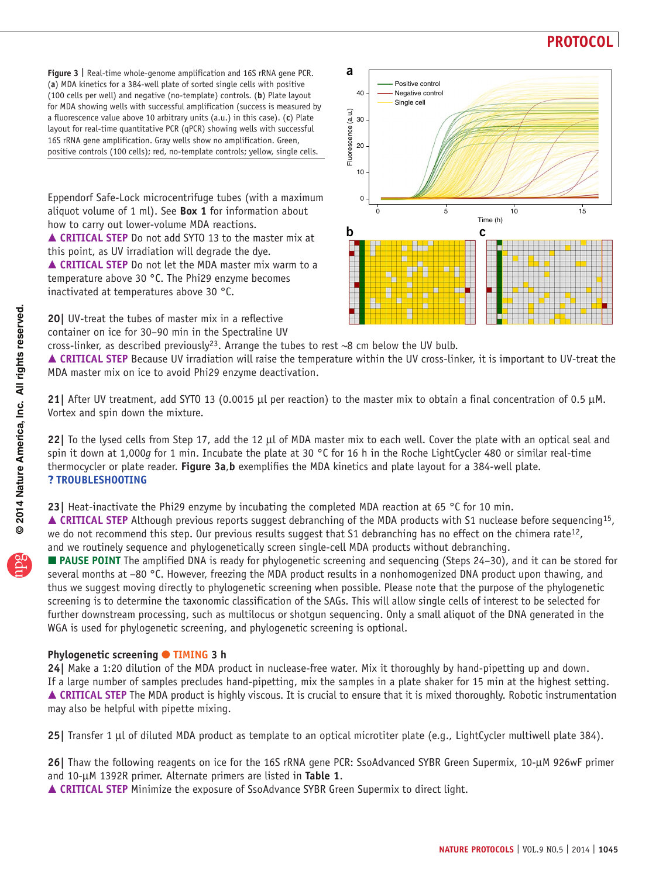**Figure 3 |** Real-time whole-genome amplification and 16S rRNA gene PCR. (**a**) MDA kinetics for a 384-well plate of sorted single cells with positive (100 cells per well) and negative (no-template) controls. (**b**) Plate layout for MDA showing wells with successful amplification (success is measured by a fluorescence value above 10 arbitrary units (a.u.) in this case). (**c**) Plate layout for real-time quantitative PCR (qPCR) showing wells with successful 16S rRNA gene amplification. Gray wells show no amplification. Green, positive controls (100 cells); red, no-template controls; yellow, single cells.

Eppendorf Safe-Lock microcentrifuge tubes (with a maximum aliquot volume of 1 ml). See **Box 1** for information about how to carry out lower-volume MDA reactions.

▲ **CRITICAL STEP** Do not add SYTO 13 to the master mix at this point, as UV irradiation will degrade the dye.

▲ **CRITICAL STEP** Do not let the MDA master mix warm to a temperature above 30 °C. The Phi29 enzyme becomes inactivated at temperatures above 30 °C.

**20|** UV-treat the tubes of master mix in a reflective container on ice for 30–90 min in the Spectraline UV cross-linker, as described previously[23]. Arrange the tubes to rest ~8 cm below the UV bulb.

▲ **CRITICAL STEP** Because UV irradiation will raise the temperature within the UV cross-linker, it is important to UV-treat the MDA master mix on ice to avoid Phi29 enzyme deactivation.

**21|** After UV treatment, add SYTO 13 (0.0015 μl per reaction) to the master mix to obtain a final concentration of 0.5 μM. Vortex and spin down the mixture.

**22|** To the lysed cells from Step 17, add the 12 μl of MDA master mix to each well. Cover the plate with an optical seal and spin it down at 1,000*g* for 1 min. Incubate the plate at 30 °C for 16 h in the Roche LightCycler 480 or similar real-time thermocycler or plate reader. **Figure 3a**,**b** exemplifies the MDA kinetics and plate layout for a 384-well plate.

**? TROUBLESHOOTING**

**23|** Heat-inactivate the Phi29 enzyme by incubating the completed MDA reaction at 65 °C for 10 min.

▲ **CRITICAL STEP** Although previous reports suggest debranching of the MDA products with S1 nuclease before sequencing[15], we do not recommend this step. Our previous results suggest that S1 debranching has no effect on the chimera rate[12], and we routinely sequence and phylogenetically screen single-cell MDA products without debranching.

■ **PAUSE POINT** The amplified DNA is ready for phylogenetic screening and sequencing (Steps 24–30), and it can be stored for several months at –80 °C. However, freezing the MDA product results in a nonhomogenized DNA product upon thawing, and thus we suggest moving directly to phylogenetic screening when possible. Please note that the purpose of the phylogenetic screening is to determine the taxonomic classification of the SAGs. This will allow single cells of interest to be selected for further downstream processing, such as multilocus or shotgun sequencing. Only a small aliquot of the DNA generated in the WGA is used for phylogenetic screening, and phylogenetic screening is optional.

### Phylogenetic screening ● TIMING 3 h

**24|** Make a 1:20 dilution of the MDA product in nuclease-free water. Mix it thoroughly by hand-pipetting up and down. If a large number of samples precludes hand-pipetting, mix the samples in a plate shaker for 15 min at the highest setting.

▲ **CRITICAL STEP** The MDA product is highly viscous. It is crucial to ensure that it is mixed thoroughly. Robotic instrumentation may also be helpful with pipette mixing.

**25|** Transfer 1 μl of diluted MDA product as template to an optical microtiter plate (e.g., LightCycler multiwell plate 384).

**26|** Thaw the following reagents on ice for the 16S rRNA gene PCR: SsoAdvanced SYBR Green Supermix, 10-μM 926wF primer and 10-μM 1392R primer. Alternate primers are listed in **Table 1**.

▲ **CRITICAL STEP** Minimize the exposure of SsoAdvance SYBR Green Supermix to direct light.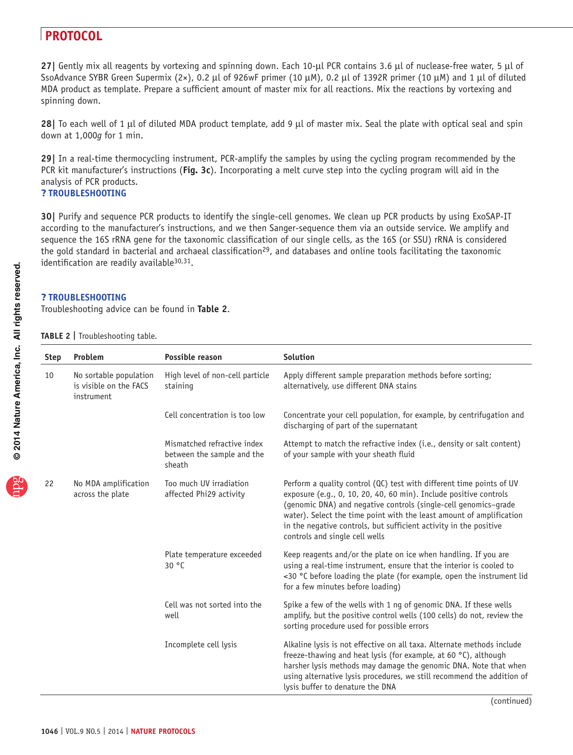**27|** Gently mix all reagents by vortexing and spinning down. Each 10-μl PCR contains 3.6 μl of nuclease-free water, 5 μl of SsoAdvance SYBR Green Supermix (2×), 0.2 μl of 926wF primer (10 μM), 0.2 μl of 1392R primer (10 μM) and 1 μl of diluted MDA product as template. Prepare a sufficient amount of master mix for all reactions. Mix the reactions by vortexing and spinning down.

**28|** To each well of 1 μl of diluted MDA product template, add 9 μl of master mix. Seal the plate with optical seal and spin down at 1,000*g* for 1 min.

**29|** In a real-time thermocycling instrument, PCR-amplify the samples by using the cycling program recommended by the PCR kit manufacturer's instructions (**Fig. 3c**). Incorporating a melt curve step into the cycling program will aid in the analysis of PCR products.
**? TROUBLESHOOTING**

**30|** Purify and sequence PCR products to identify the single-cell genomes. We clean up PCR products by using ExoSAP-IT according to the manufacturer's instructions, and we then Sanger-sequence them via an outside service. We amplify and sequence the 16S rRNA gene for the taxonomic classification of our single cells, as the 16S (or SSU) rRNA is considered the gold standard in bacterial and archaeal classification[29], and databases and online tools facilitating the taxonomic identification are readily available[30,31].

**? TROUBLESHOOTING**
Troubleshooting advice can be found in **Table 2**.

**TABLE 2 |** Troubleshooting table.

| Step | Problem | Possible reason | Solution |
|---|---|---|---|
| 10 | No sortable population is visible on the FACS instrument | High level of non-cell particle staining | Apply different sample preparation methods before sorting; alternatively, use different DNA stains |
| | | Cell concentration is too low | Concentrate your cell population, for example, by centrifugation and discharging of part of the supernatant |
| | | Mismatched refractive index between the sample and the sheath | Attempt to match the refractive index (i.e., density or salt content) of your sample with your sheath fluid |
| 22 | No MDA amplification across the plate | Too much UV irradiation affected Phi29 activity | Perform a quality control (QC) test with different time points of UV exposure (e.g., 0, 10, 20, 40, 60 min). Include positive controls (genomic DNA) and negative controls (single-cell genomics–grade water). Select the time point with the least amount of amplification in the negative controls, but sufficient activity in the positive controls and single cell wells |
| | | Plate temperature exceeded 30 °C | Keep reagents and/or the plate on ice when handling. If you are using a real-time instrument, ensure that the interior is cooled to <30 °C before loading the plate (for example, open the instrument lid for a few minutes before loading) |
| | | Cell was not sorted into the well | Spike a few of the wells with 1 ng of genomic DNA. If these wells amplify, but the positive control wells (100 cells) do not, review the sorting procedure used for possible errors |
| | | Incomplete cell lysis | Alkaline lysis is not effective on all taxa. Alternate methods include freeze-thawing and heat lysis (for example, at 60 °C), although harsher lysis methods may damage the genomic DNA. Note that when using alternative lysis procedures, we still recommend the addition of lysis buffer to denature the DNA |

(continued)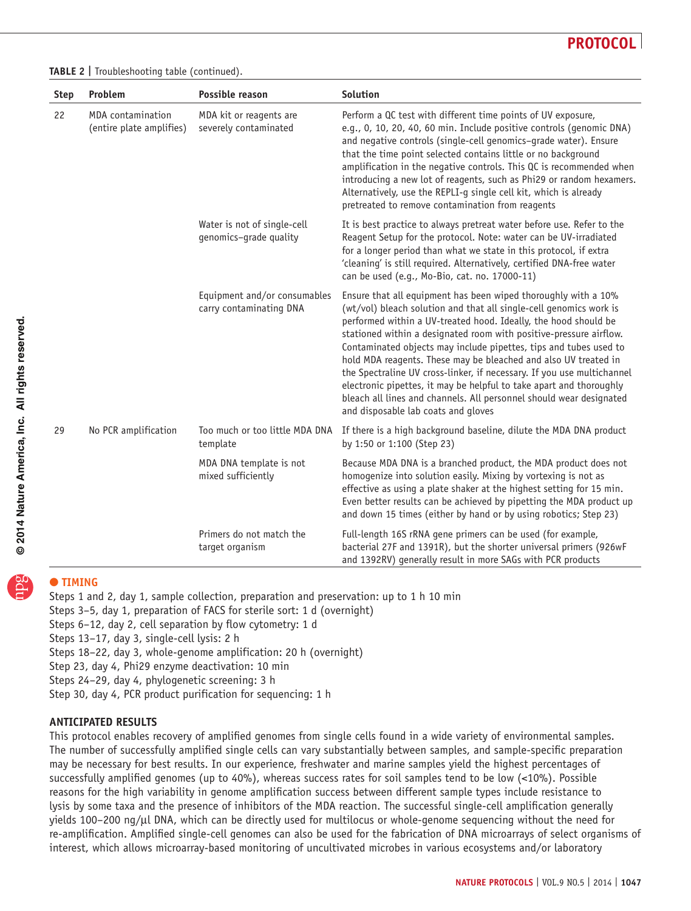**TABLE 2 |** Troubleshooting table (continued).

| Step | Problem | Possible reason | Solution |
|---|---|---|---|
| 22 | MDA contamination (entire plate amplifies) | MDA kit or reagents are severely contaminated | Perform a QC test with different time points of UV exposure, e.g., 0, 10, 20, 40, 60 min. Include positive controls (genomic DNA) and negative controls (single-cell genomics–grade water). Ensure that the time point selected contains little or no background amplification in the negative controls. This QC is recommended when introducing a new lot of reagents, such as Phi29 or random hexamers. Alternatively, use the REPLI-g single cell kit, which is already pretreated to remove contamination from reagents |
| | | Water is not of single-cell genomics–grade quality | It is best practice to always pretreat water before use. Refer to the Reagent Setup for the protocol. Note: water can be UV-irradiated for a longer period than what we state in this protocol, if extra 'cleaning' is still required. Alternatively, certified DNA-free water can be used (e.g., Mo-Bio, cat. no. 17000-11) |
| | | Equipment and/or consumables carry contaminating DNA | Ensure that all equipment has been wiped thoroughly with a 10% (wt/vol) bleach solution and that all single-cell genomics work is performed within a UV-treated hood. Ideally, the hood should be stationed within a designated room with positive-pressure airflow. Contaminated objects may include pipettes, tips and tubes used to hold MDA reagents. These may be bleached and also UV treated in the Spectraline UV cross-linker, if necessary. If you use multichannel electronic pipettes, it may be helpful to take apart and thoroughly bleach all lines and channels. All personnel should wear designated and disposable lab coats and gloves |
| 29 | No PCR amplification | Too much or too little MDA DNA template | If there is a high background baseline, dilute the MDA DNA product by 1:50 or 1:100 (Step 23) |
| | | MDA DNA template is not mixed sufficiently | Because MDA DNA is a branched product, the MDA product does not homogenize into solution easily. Mixing by vortexing is not as effective as using a plate shaker at the highest setting for 15 min. Even better results can be achieved by pipetting the MDA product up and down 15 times (either by hand or by using robotics; Step 23) |
| | | Primers do not match the target organism | Full-length 16S rRNA gene primers can be used (for example, bacterial 27F and 1391R), but the shorter universal primers (926wF and 1392RV) generally result in more SAGs with PCR products |

## ● TIMING

Steps 1 and 2, day 1, sample collection, preparation and preservation: up to 1 h 10 min
Steps 3–5, day 1, preparation of FACS for sterile sort: 1 d (overnight)
Steps 6–12, day 2, cell separation by flow cytometry: 1 d
Steps 13–17, day 3, single-cell lysis: 2 h
Steps 18–22, day 3, whole-genome amplification: 20 h (overnight)
Step 23, day 4, Phi29 enzyme deactivation: 10 min
Steps 24–29, day 4, phylogenetic screening: 3 h
Step 30, day 4, PCR product purification for sequencing: 1 h

## ANTICIPATED RESULTS

This protocol enables recovery of amplified genomes from single cells found in a wide variety of environmental samples. The number of successfully amplified single cells can vary substantially between samples, and sample-specific preparation may be necessary for best results. In our experience, freshwater and marine samples yield the highest percentages of successfully amplified genomes (up to 40%), whereas success rates for soil samples tend to be low (<10%). Possible reasons for the high variability in genome amplification success between different sample types include resistance to lysis by some taxa and the presence of inhibitors of the MDA reaction. The successful single-cell amplification generally yields 100–200 ng/μl DNA, which can be directly used for multilocus or whole-genome sequencing without the need for re-amplification. Amplified single-cell genomes can also be used for the fabrication of DNA microarrays of select organisms of interest, which allows microarray-based monitoring of uncultivated microbes in various ecosystems and/or laboratory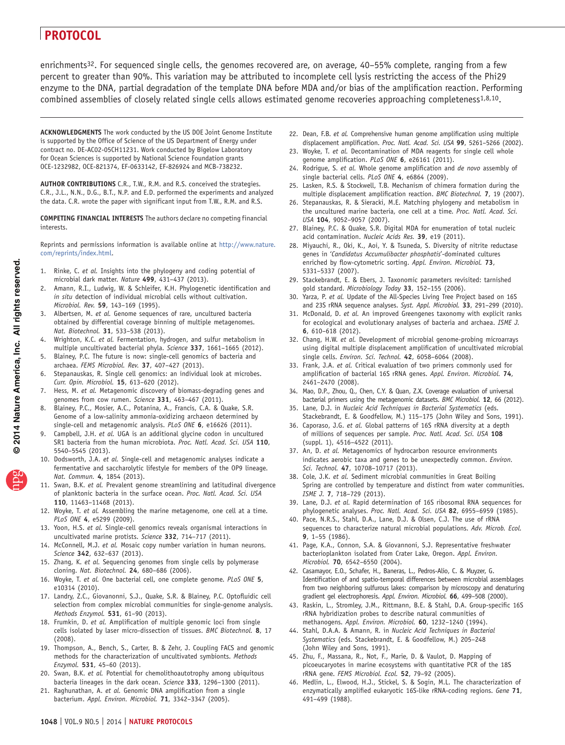enrichments[32]. For sequenced single cells, the genomes recovered are, on average, 40–55% complete, ranging from a few percent to greater than 90%. This variation may be attributed to incomplete cell lysis restricting the access of the Phi29 enzyme to the DNA, partial degradation of the template DNA before MDA and/or bias of the amplification reaction. Performing combined assemblies of closely related single cells allows estimated genome recoveries approaching completeness[1,8,10].

**ACKNOWLEDGMENTS** The work conducted by the US DOE Joint Genome Institute is supported by the Office of Science of the US Department of Energy under contract no. DE-AC02-05CH11231. Work conducted by Bigelow Laboratory for Ocean Sciences is supported by National Science Foundation grants OCE-1232982, OCE-821374, EF-0633142, EF-826924 and MCB-738232.

**AUTHOR CONTRIBUTIONS** C.R., T.W., R.M. and R.S. conceived the strategies. C.R., J.L., N.N., D.G., B.T., N.P. and E.D. performed the experiments and analyzed the data. C.R. wrote the paper with significant input from T.W., R.M. and R.S.

**COMPETING FINANCIAL INTERESTS** The authors declare no competing financial interests.

Reprints and permissions information is available online at http://www.nature.com/reprints/index.html.

1. Rinke, C. *et al.* Insights into the phylogeny and coding potential of microbial dark matter. *Nature* **499**, 431–437 (2013).
2. Amann, R.I., Ludwig, W. & Schleifer, K.H. Phylogenetic identification and *in situ* detection of individual microbial cells without cultivation. *Microbiol. Rev.* **59**, 143–169 (1995).
3. Albertsen, M. *et al.* Genome sequences of rare, uncultured bacteria obtained by differential coverage binning of multiple metagenomes. *Nat. Biotechnol.* **31**, 533–538 (2013).
4. Wrighton, K.C. *et al.* Fermentation, hydrogen, and sulfur metabolism in multiple uncultivated bacterial phyla. *Science* **337**, 1661–1665 (2012).
5. Blainey, P.C. The future is now: single-cell genomics of bacteria and archaea. *FEMS Microbiol. Rev.* **37**, 407–427 (2013).
6. Stepanauskas, R. Single cell genomics: an individual look at microbes. *Curr. Opin. Microbiol.* **15**, 613–620 (2012).
7. Hess, M. *et al.* Metagenomic discovery of biomass-degrading genes and genomes from cow rumen. *Science* **331**, 463–467 (2011).
8. Blainey, P.C., Mosier, A.C., Potanina, A., Francis, C.A. & Quake, S.R. Genome of a low-salinity ammonia-oxidizing archaeon determined by single-cell and metagenomic analysis. *PLoS ONE* **6**, e16626 (2011).
9. Campbell, J.H. *et al.* UGA is an additional glycine codon in uncultured SR1 bacteria from the human microbiota. *Proc. Natl. Acad. Sci. USA* **110**, 5540–5545 (2013).
10. Dodsworth, J.A. *et al.* Single-cell and metagenomic analyses indicate a fermentative and saccharolytic lifestyle for members of the OP9 lineage. *Nat. Commun.* **4**, 1854 (2013).
11. Swan, B.K. *et al.* Prevalent genome streamlining and latitudinal divergence of planktonic bacteria in the surface ocean. *Proc. Natl. Acad. Sci. USA* **110**, 11463–11468 (2013).
12. Woyke, T. *et al.* Assembling the marine metagenome, one cell at a time. *PLoS ONE* **4**, e5299 (2009).
13. Yoon, H.S. *et al.* Single-cell genomics reveals organismal interactions in uncultivated marine protists. *Science* **332**, 714–717 (2011).
14. McConnell, M.J. *et al.* Mosaic copy number variation in human neurons. *Science* **342**, 632–637 (2013).
15. Zhang, K. *et al.* Sequencing genomes from single cells by polymerase cloning. *Nat. Biotechnol.* **24**, 680–686 (2006).
16. Woyke, T. *et al.* One bacterial cell, one complete genome. *PLoS ONE* **5**, e10314 (2010).
17. Landry, Z.C., Giovanonni, S.J., Quake, S.R. & Blainey, P.C. Optofluidic cell selection from complex microbial communities for single-genome analysis. *Methods Enzymol.* **531**, 61–90 (2013).
18. Frumkin, D. *et al.* Amplification of multiple genomic loci from single cells isolated by laser micro-dissection of tissues. *BMC Biotechnol.* **8**, 17 (2008).
19. Thompson, A., Bench, S., Carter, B. & Zehr, J. Coupling FACS and genomic methods for the characterization of uncultivated symbionts. *Methods Enzymol.* **531**, 45–60 (2013).
20. Swan, B.K. *et al.* Potential for chemolithoautotrophy among ubiquitous bacteria lineages in the dark ocean. *Science* **333**, 1296–1300 (2011).
21. Raghunathan, A. *et al.* Genomic DNA amplification from a single bacterium. *Appl. Environ. Microbiol.* **71**, 3342–3347 (2005).
22. Dean, F.B. *et al.* Comprehensive human genome amplification using multiple displacement amplification. *Proc. Natl. Acad. Sci. USA* **99**, 5261–5266 (2002).
23. Woyke, T. *et al.* Decontamination of MDA reagents for single cell whole genome amplification. *PLoS ONE* **6**, e26161 (2011).
24. Rodrigue, S. *et al.* Whole genome amplification and *de novo* assembly of single bacterial cells. *PLoS ONE* **4**, e6864 (2009).
25. Lasken, R.S. & Stockwell, T.B. Mechanism of chimera formation during the multiple displacement amplification reaction. *BMC Biotechnol.* **7**, 19 (2007).
26. Stepanauskas, R. & Sieracki, M.E. Matching phylogeny and metabolism in the uncultured marine bacteria, one cell at a time. *Proc. Natl. Acad. Sci. USA* **104**, 9052–9057 (2007).
27. Blainey, P.C. & Quake, S.R. Digital MDA for enumeration of total nucleic acid contamination. *Nucleic Acids Res.* **39**, e19 (2011).
28. Miyauchi, R., Oki, K., Aoi, Y. & Tsuneda, S. Diversity of nitrite reductase genes in '*Candidatus Accumulibacter phosphatis*'-dominated cultures enriched by flow-cytometric sorting. *Appl. Environ. Microbiol.* **73**, 5331–5337 (2007).
29. Stackebrandt, E. & Ebers, J. Taxonomic parameters revisited: tarnished gold standard. *Microbiology Today* **33**, 152–155 (2006).
30. Yarza, P. *et al.* Update of the All-Species Living Tree Project based on 16S and 23S rRNA sequence analyses. *Syst. Appl. Microbiol.* **33**, 291–299 (2010).
31. McDonald, D. *et al.* An improved Greengenes taxonomy with explicit ranks for ecological and evolutionary analyses of bacteria and archaea. *ISME J.* **6**, 610–618 (2012).
32. Chang, H.W. *et al.* Development of microbial genome-probing microarrays using digital multiple displacement amplification of uncultivated microbial single cells. *Environ. Sci. Technol.* **42**, 6058–6064 (2008).
33. Frank, J.A. *et al.* Critical evaluation of two primers commonly used for amplification of bacterial 16S rRNA genes. *Appl. Environ. Microbiol.* **74**, 2461–2470 (2008).
34. Mao, D.P., Zhou, Q., Chen, C.Y. & Quan, Z.X. Coverage evaluation of universal bacterial primers using the metagenomic datasets. *BMC Microbiol.* **12**, 66 (2012).
35. Lane, D.J. in *Nucleic Acid Techniques in Bacterial Systematics* (eds. Stackebrandt, E. & Goodfellow, M.) 115–175 (John Wiley and Sons, 1991).
36. Caporaso, J.G. *et al.* Global patterns of 16S rRNA diversity at a depth of millions of sequences per sample. *Proc. Natl. Acad. Sci. USA* **108** (suppl. 1), 4516–4522 (2011).
37. An, D. *et al.* Metagenomics of hydrocarbon resource environments indicates aerobic taxa and genes to be unexpectedly common. *Environ. Sci. Technol.* **47**, 10708–10717 (2013).
38. Cole, J.K. *et al.* Sediment microbial communities in Great Boiling Spring are controlled by temperature and distinct from water communities. *ISME J.* **7**, 718–729 (2013).
39. Lane, D.J. *et al.* Rapid determination of 16S ribosomal RNA sequences for phylogenetic analyses. *Proc. Natl. Acad. Sci. USA* **82**, 6955–6959 (1985).
40. Pace, N.R.S., Stahl, D.A., Lane, D.J. & Olsen, C.J. The use of rRNA sequences to characterize natural microbial populations. *Adv. Microb. Ecol.* **9**, 1–55 (1986).
41. Page, K.A., Connon, S.A. & Giovannoni, S.J. Representative freshwater bacterioplankton isolated from Crater Lake, Oregon. *Appl. Environ. Microbiol.* **70**, 6542–6550 (2004).
42. Casamayor, E.O., Schafer, H., Baneras, L., Pedros-Alio, C. & Muyzer, G. Identification of and spatio-temporal differences between microbial assemblages from two neighboring sulfurous lakes: comparison by microscopy and denaturing gradient gel electrophoresis. *Appl. Environ. Microbiol.* **66**, 499–508 (2000).
43. Raskin, L., Stromley, J.M., Rittmann, B.E. & Stahl, D.A. Group-specific 16S rRNA hybridization probes to describe natural communities of methanogens. *Appl. Environ. Microbiol.* **60**, 1232–1240 (1994).
44. Stahl, D.A.A. & Amann, R. in *Nucleic Acid Techniques in Bacterial Systematics* (eds. Stackebrandt, E. & Goodfellow, M.) 205–248 (John Wiley and Sons, 1991).
45. Zhu, F., Massana, R., Not, F., Marie, D. & Vaulot, D. Mapping of picoeucaryotes in marine ecosystems with quantitative PCR of the 18S rRNA gene. *FEMS Microbiol. Ecol.* **52**, 79–92 (2005).
46. Medlin, L., Elwood, H.J., Stickel, S. & Sogin, M.L. The characterization of enzymatically amplified eukaryotic 16S-like rRNA-coding regions. *Gene* **71**, 491–499 (1988).